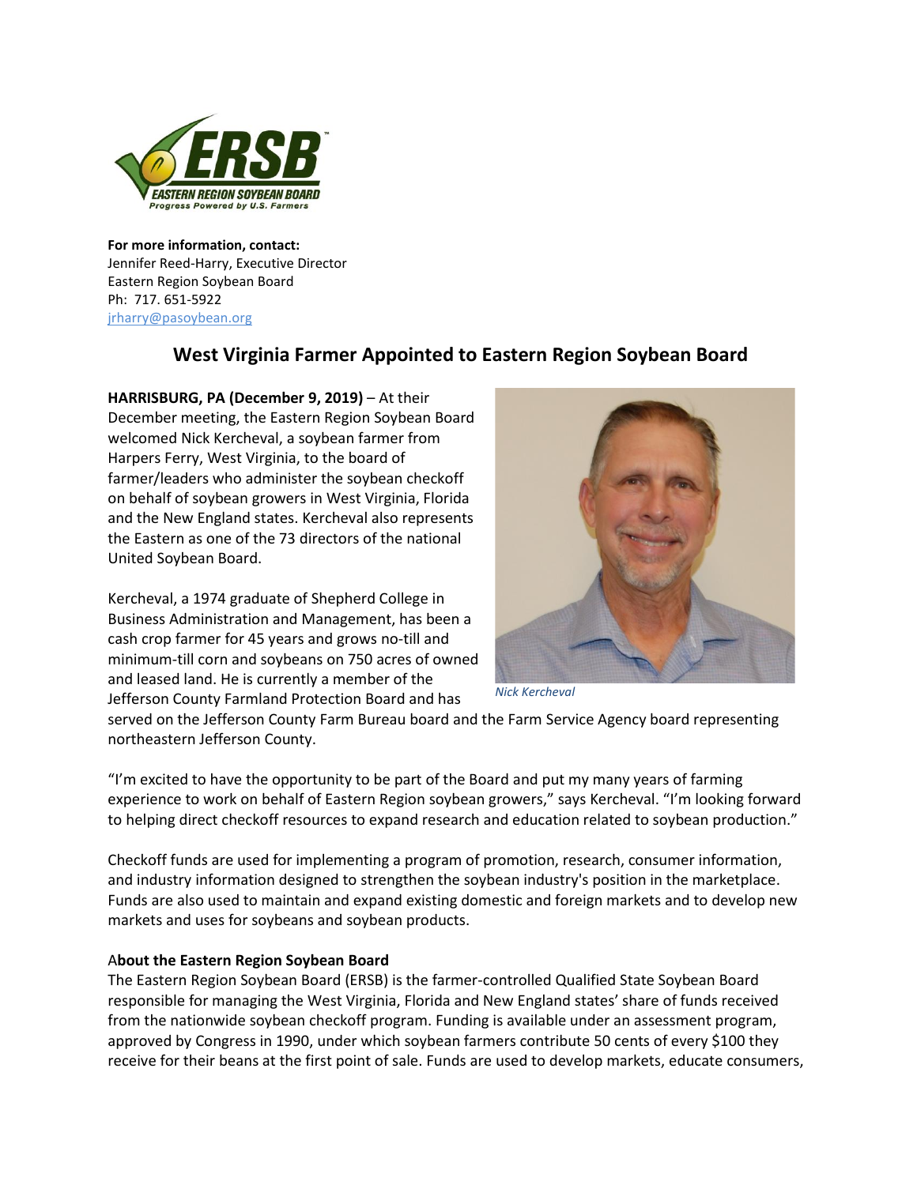**For more information, contact:**
Jennifer Reed-Harry, Executive Director
Eastern Region Soybean Board
Ph: 717. 651-5922
jrharry@pasoybean.org

# West Virginia Farmer Appointed to Eastern Region Soybean Board

**HARRISBURG, PA (December 9, 2019)** – At their December meeting, the Eastern Region Soybean Board welcomed Nick Kercheval, a soybean farmer from Harpers Ferry, West Virginia, to the board of farmer/leaders who administer the soybean checkoff on behalf of soybean growers in West Virginia, Florida and the New England states. Kercheval also represents the Eastern as one of the 73 directors of the national United Soybean Board.

Kercheval, a 1974 graduate of Shepherd College in Business Administration and Management, has been a cash crop farmer for 45 years and grows no-till and minimum-till corn and soybeans on 750 acres of owned and leased land. He is currently a member of the Jefferson County Farmland Protection Board and has served on the Jefferson County Farm Bureau board and the Farm Service Agency board representing northeastern Jefferson County.

*Nick Kercheval*

"I'm excited to have the opportunity to be part of the Board and put my many years of farming experience to work on behalf of Eastern Region soybean growers," says Kercheval. "I'm looking forward to helping direct checkoff resources to expand research and education related to soybean production."

Checkoff funds are used for implementing a program of promotion, research, consumer information, and industry information designed to strengthen the soybean industry's position in the marketplace. Funds are also used to maintain and expand existing domestic and foreign markets and to develop new markets and uses for soybeans and soybean products.

**About the Eastern Region Soybean Board**

The Eastern Region Soybean Board (ERSB) is the farmer-controlled Qualified State Soybean Board responsible for managing the West Virginia, Florida and New England states' share of funds received from the nationwide soybean checkoff program. Funding is available under an assessment program, approved by Congress in 1990, under which soybean farmers contribute 50 cents of every $100 they receive for their beans at the first point of sale. Funds are used to develop markets, educate consumers,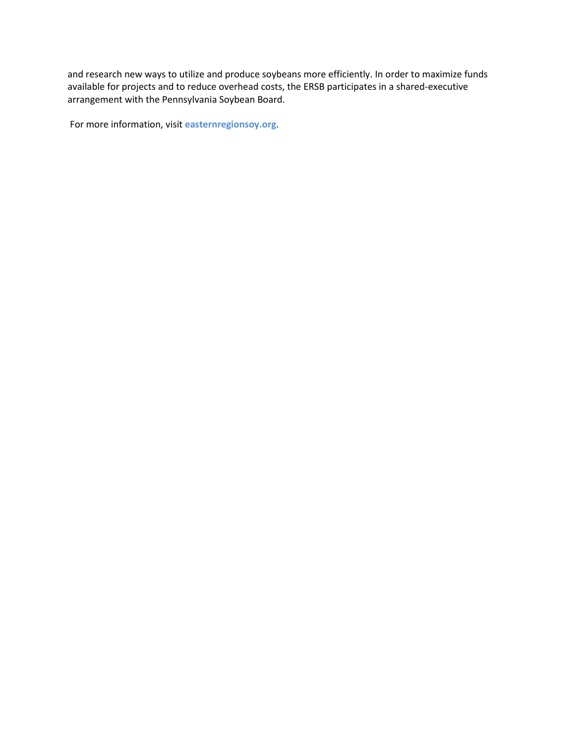and research new ways to utilize and produce soybeans more efficiently. In order to maximize funds available for projects and to reduce overhead costs, the ERSB participates in a shared-executive arrangement with the Pennsylvania Soybean Board.

For more information, visit **easternregionsoy.org**.